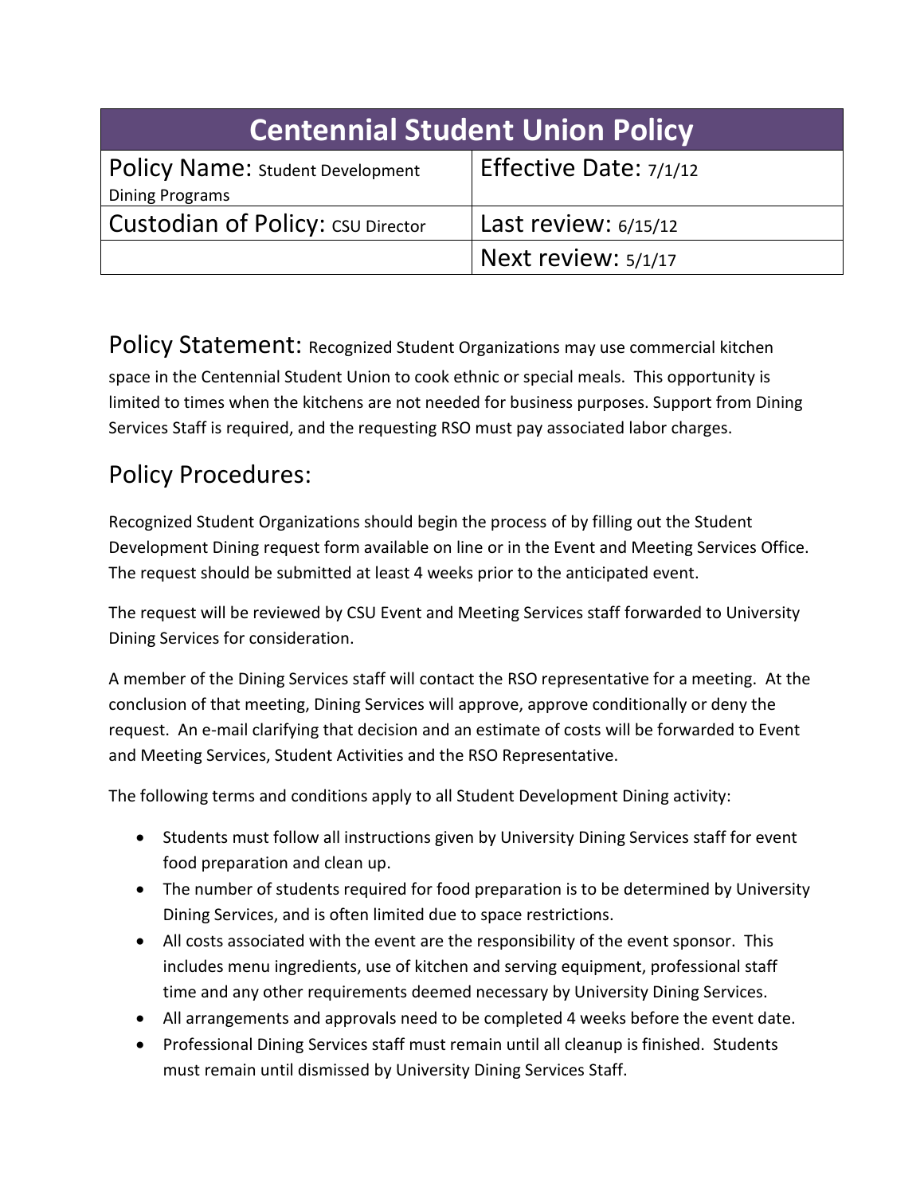| Centennial Student Union Policy | |
|---|---|
| Policy Name: Student Development Dining Programs | Effective Date: 7/1/12 |
| Custodian of Policy: CSU Director | Last review: 6/15/12 |
| | Next review: 5/1/17 |

Policy Statement: Recognized Student Organizations may use commercial kitchen space in the Centennial Student Union to cook ethnic or special meals. This opportunity is limited to times when the kitchens are not needed for business purposes. Support from Dining Services Staff is required, and the requesting RSO must pay associated labor charges.

## Policy Procedures:

Recognized Student Organizations should begin the process of by filling out the Student Development Dining request form available on line or in the Event and Meeting Services Office. The request should be submitted at least 4 weeks prior to the anticipated event.

The request will be reviewed by CSU Event and Meeting Services staff forwarded to University Dining Services for consideration.

A member of the Dining Services staff will contact the RSO representative for a meeting. At the conclusion of that meeting, Dining Services will approve, approve conditionally or deny the request. An e-mail clarifying that decision and an estimate of costs will be forwarded to Event and Meeting Services, Student Activities and the RSO Representative.

The following terms and conditions apply to all Student Development Dining activity:

- Students must follow all instructions given by University Dining Services staff for event food preparation and clean up.
- The number of students required for food preparation is to be determined by University Dining Services, and is often limited due to space restrictions.
- All costs associated with the event are the responsibility of the event sponsor. This includes menu ingredients, use of kitchen and serving equipment, professional staff time and any other requirements deemed necessary by University Dining Services.
- All arrangements and approvals need to be completed 4 weeks before the event date.
- Professional Dining Services staff must remain until all cleanup is finished. Students must remain until dismissed by University Dining Services Staff.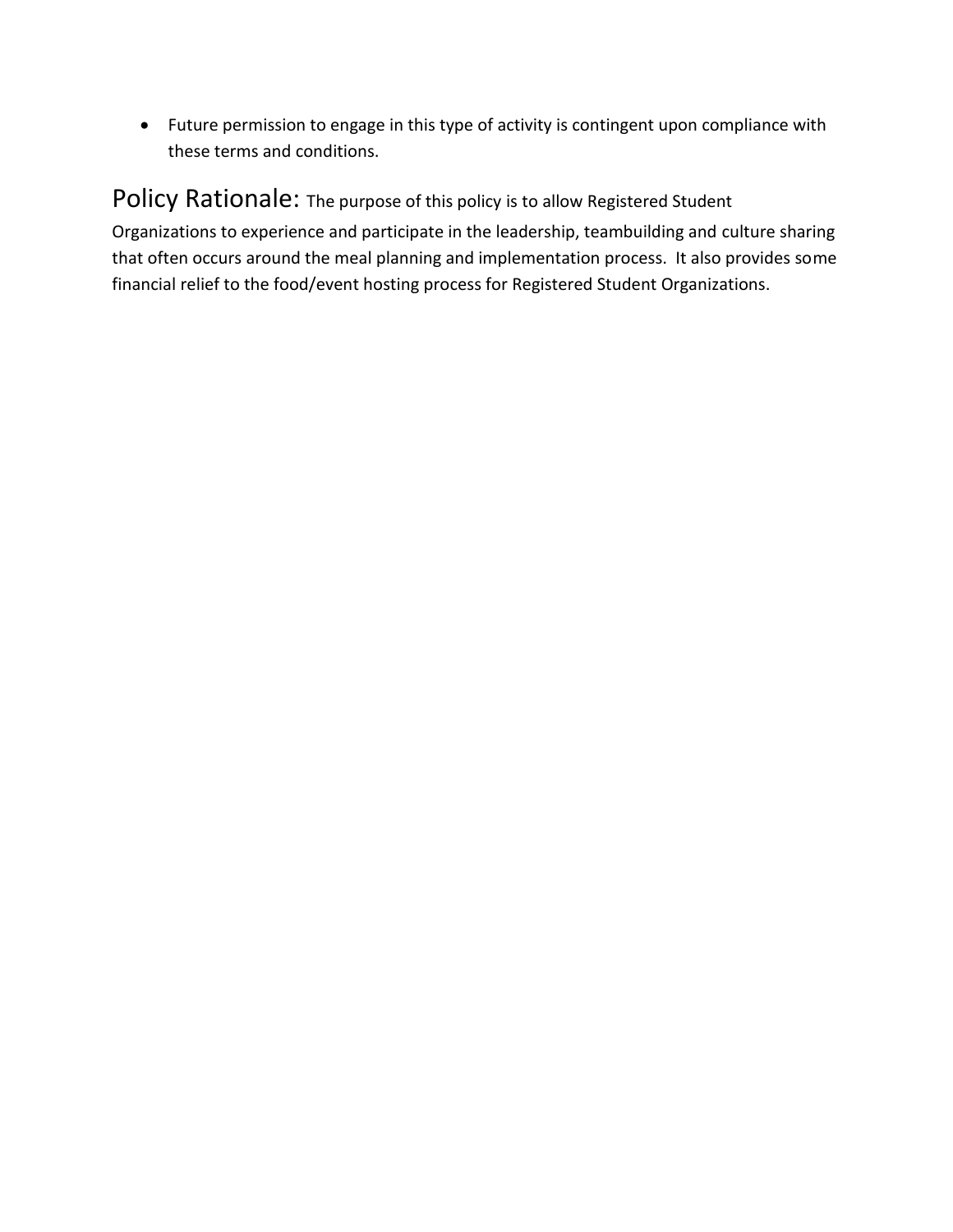- Future permission to engage in this type of activity is contingent upon compliance with these terms and conditions.

## Policy Rationale:

The purpose of this policy is to allow Registered Student Organizations to experience and participate in the leadership, teambuilding and culture sharing that often occurs around the meal planning and implementation process. It also provides some financial relief to the food/event hosting process for Registered Student Organizations.